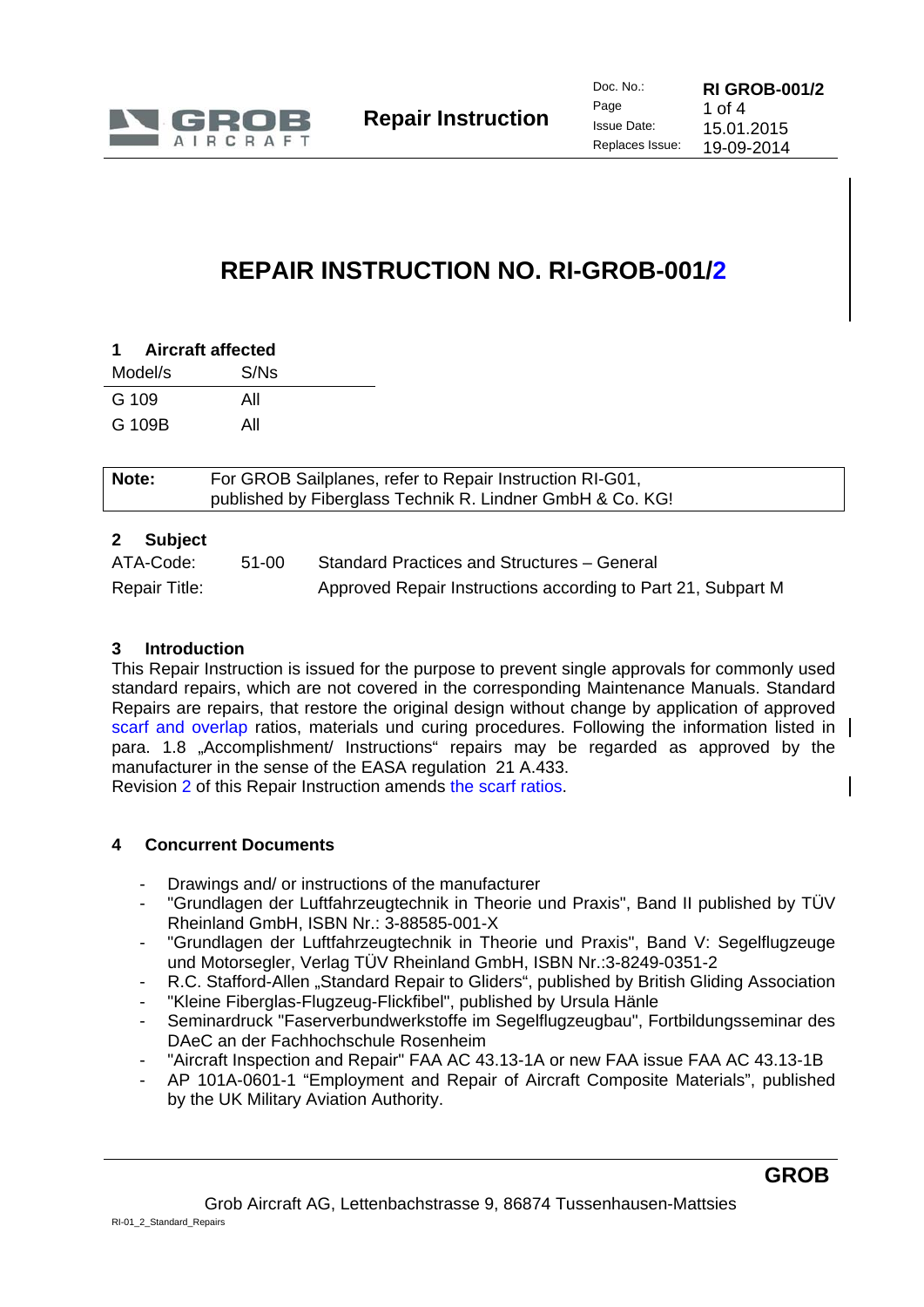# REPAIR INSTRUCTION NO. RI-GROB-001/2

## 1 Aircraft affected

| Model/s | S/Ns |
|---|---|
| G 109 | All |
| G 109B | All |

| **Note:** | For GROB Sailplanes, refer to Repair Instruction RI-G01, published by Fiberglass Technik R. Lindner GmbH & Co. KG! |
|---|---|

## 2 Subject

| | | |
|---|---|---|
| ATA-Code: | 51-00 | Standard Practices and Structures – General |
| Repair Title: | | Approved Repair Instructions according to Part 21, Subpart M |

## 3 Introduction

This Repair Instruction is issued for the purpose to prevent single approvals for commonly used standard repairs, which are not covered in the corresponding Maintenance Manuals. Standard Repairs are repairs, that restore the original design without change by application of approved scarf and overlap ratios, materials und curing procedures. Following the information listed in para. 1.8 „Accomplishment/ Instructions“ repairs may be regarded as approved by the manufacturer in the sense of the EASA regulation 21 A.433.
Revision 2 of this Repair Instruction amends the scarf ratios.

## 4 Concurrent Documents

- Drawings and/ or instructions of the manufacturer
- "Grundlagen der Luftfahrzeugtechnik in Theorie und Praxis", Band II published by TÜV Rheinland GmbH, ISBN Nr.: 3-88585-001-X
- "Grundlagen der Luftfahrzeugtechnik in Theorie und Praxis", Band V: Segelflugzeuge und Motorsegler, Verlag TÜV Rheinland GmbH, ISBN Nr.:3-8249-0351-2
- R.C. Stafford-Allen „Standard Repair to Gliders“, published by British Gliding Association
- "Kleine Fiberglas-Flugzeug-Flickfibel", published by Ursula Hänle
- Seminardruck "Faserverbundwerkstoffe im Segelflugzeugbau", Fortbildungsseminar des DAeC an der Fachhochschule Rosenheim
- "Aircraft Inspection and Repair" FAA AC 43.13-1A or new FAA issue FAA AC 43.13-1B
- AP 101A-0601-1 “Employment and Repair of Aircraft Composite Materials”, published by the UK Military Aviation Authority.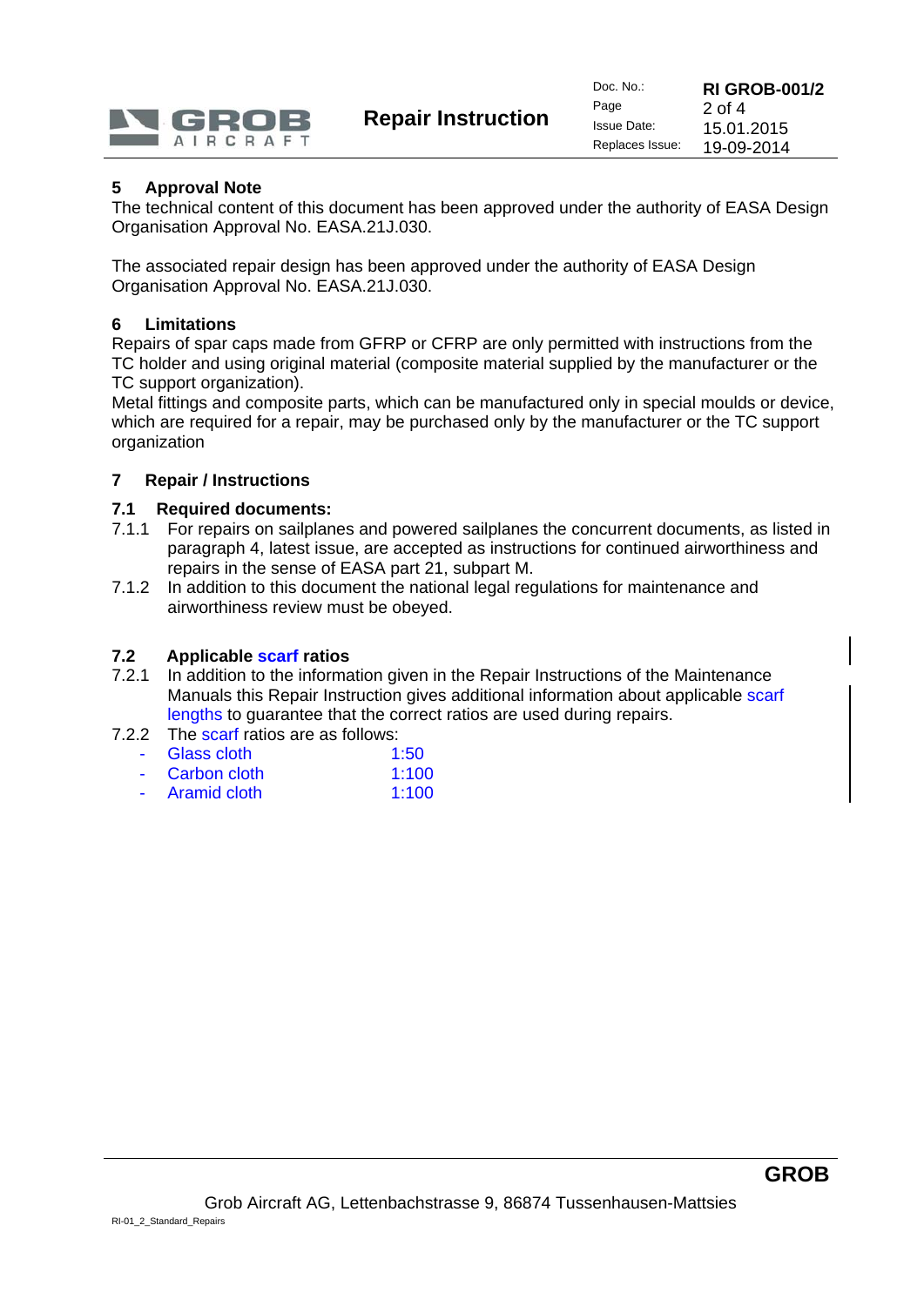## 5 Approval Note

The technical content of this document has been approved under the authority of EASA Design Organisation Approval No. EASA.21J.030.

The associated repair design has been approved under the authority of EASA Design Organisation Approval No. EASA.21J.030.

## 6 Limitations

Repairs of spar caps made from GFRP or CFRP are only permitted with instructions from the TC holder and using original material (composite material supplied by the manufacturer or the TC support organization).
Metal fittings and composite parts, which can be manufactured only in special moulds or device, which are required for a repair, may be purchased only by the manufacturer or the TC support organization

## 7 Repair / Instructions

### 7.1 Required documents:

7.1.1 For repairs on sailplanes and powered sailplanes the concurrent documents, as listed in paragraph 4, latest issue, are accepted as instructions for continued airworthiness and repairs in the sense of EASA part 21, subpart M.

7.1.2 In addition to this document the national legal regulations for maintenance and airworthiness review must be obeyed.

### 7.2 Applicable scarf ratios

7.2.1 In addition to the information given in the Repair Instructions of the Maintenance Manuals this Repair Instruction gives additional information about applicable scarf lengths to guarantee that the correct ratios are used during repairs.

7.2.2 The scarf ratios are as follows:

- Glass cloth 1:50
- Carbon cloth 1:100
- Aramid cloth 1:100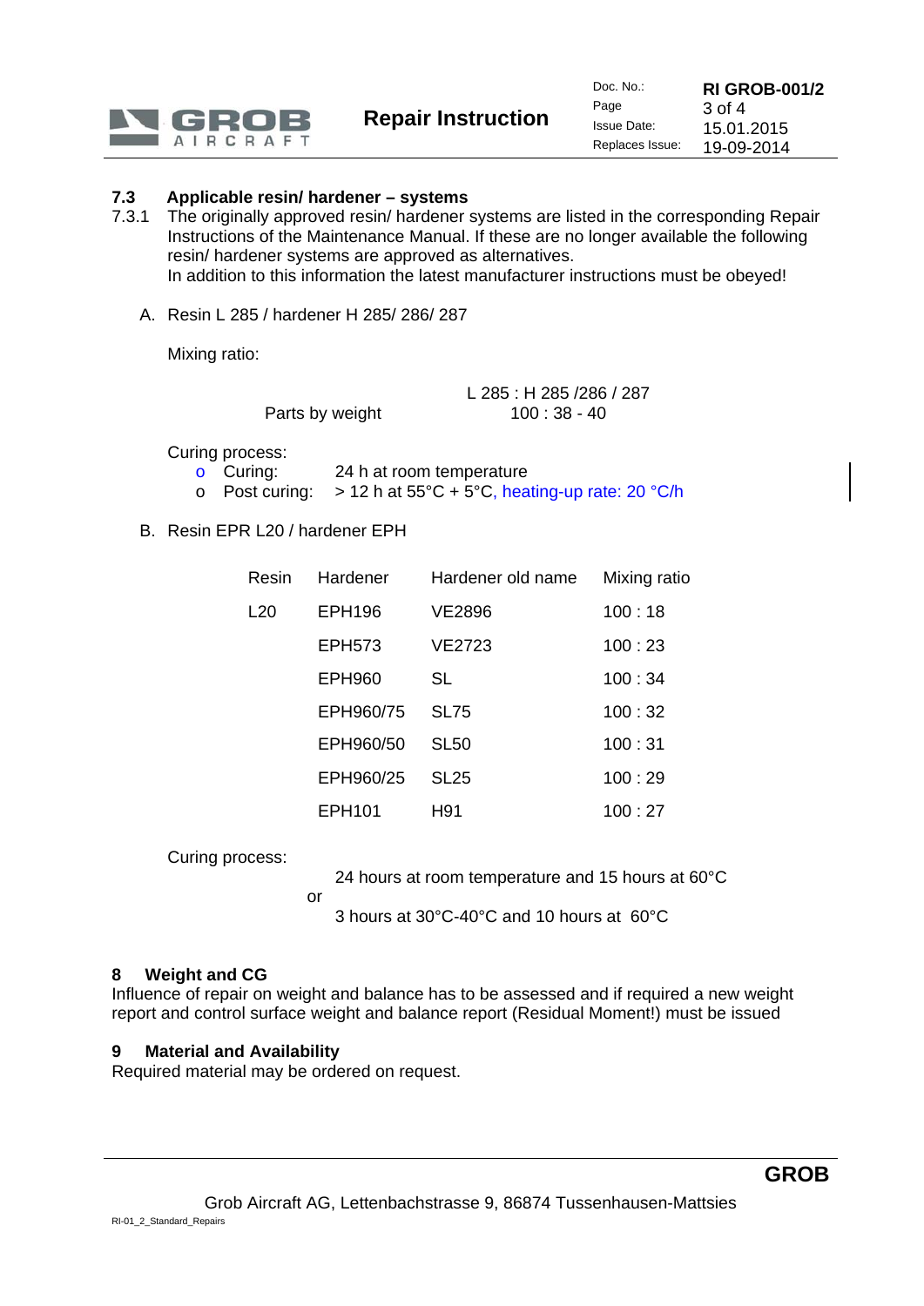## 7.3 Applicable resin/ hardener – systems

7.3.1 The originally approved resin/ hardener systems are listed in the corresponding Repair Instructions of the Maintenance Manual. If these are no longer available the following resin/ hardener systems are approved as alternatives.
In addition to this information the latest manufacturer instructions must be obeyed!

A. Resin L 285 / hardener H 285/ 286/ 287

Mixing ratio:

| | L 285 : H 285 /286 / 287 |
|---|---|
| Parts by weight | 100 : 38 - 40 |

Curing process:

- Curing: 24 h at room temperature
- Post curing: > 12 h at 55°C + 5°C, heating-up rate: 20 °C/h

B. Resin EPR L20 / hardener EPH

| Resin | Hardener | Hardener old name | Mixing ratio |
|---|---|---|---|
| L20 | EPH196 | VE2896 | 100 : 18 |
| | EPH573 | VE2723 | 100 : 23 |
| | EPH960 | SL | 100 : 34 |
| | EPH960/75 | SL75 | 100 : 32 |
| | EPH960/50 | SL50 | 100 : 31 |
| | EPH960/25 | SL25 | 100 : 29 |
| | EPH101 | H91 | 100 : 27 |

Curing process:

24 hours at room temperature and 15 hours at 60°C

or

3 hours at 30°C-40°C and 10 hours at 60°C

## 8 Weight and CG

Influence of repair on weight and balance has to be assessed and if required a new weight report and control surface weight and balance report (Residual Moment!) must be issued

## 9 Material and Availability

Required material may be ordered on request.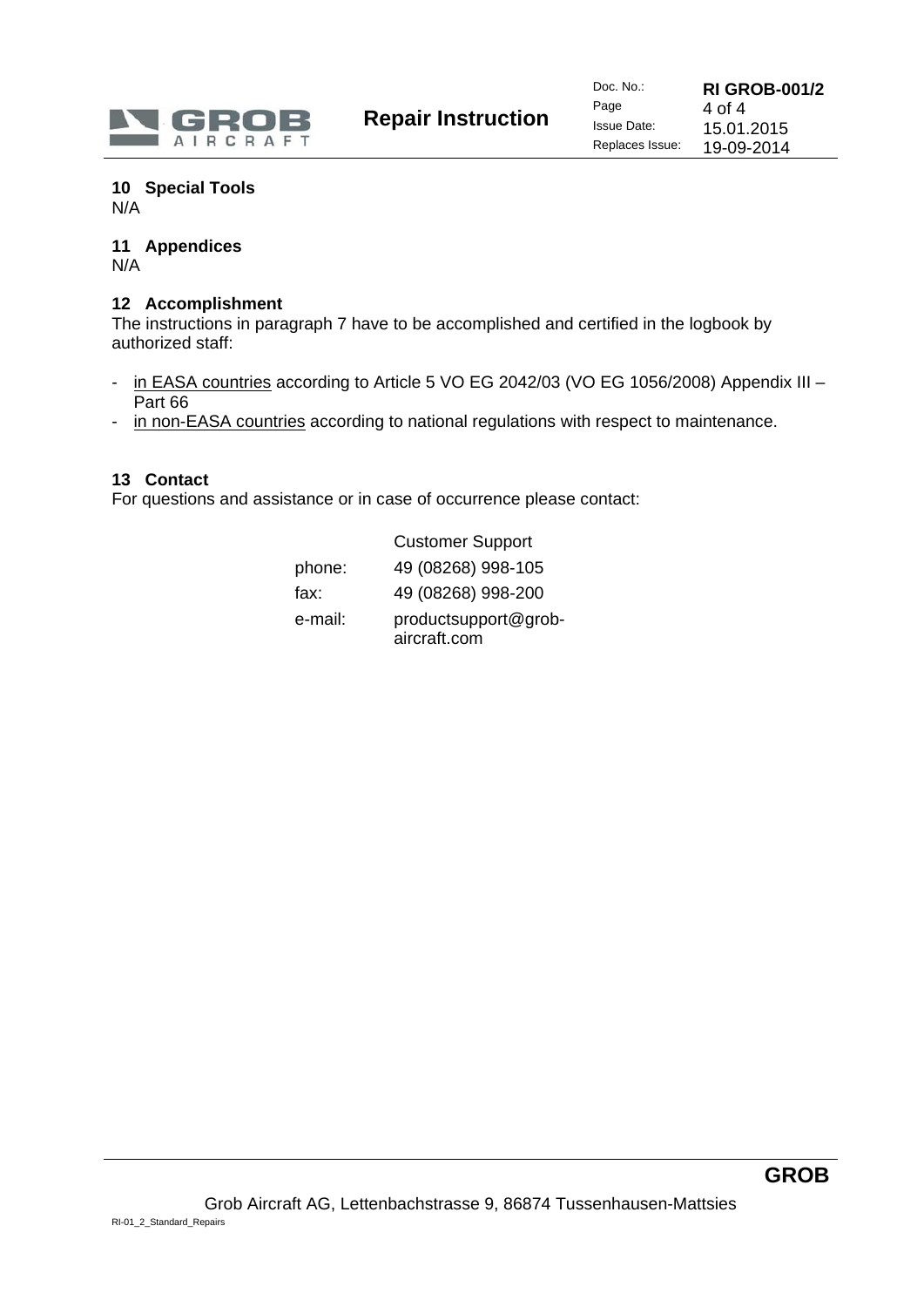## 10 Special Tools

N/A

## 11 Appendices

N/A

## 12 Accomplishment

The instructions in paragraph 7 have to be accomplished and certified in the logbook by authorized staff:

- in EASA countries according to Article 5 VO EG 2042/03 (VO EG 1056/2008) Appendix III – Part 66
- in non-EASA countries according to national regulations with respect to maintenance.

## 13 Contact

For questions and assistance or in case of occurrence please contact:

| | |
|---|---|
| | Customer Support |
| phone: | 49 (08268) 998-105 |
| fax: | 49 (08268) 998-200 |
| e-mail: | productsupport@grob-aircraft.com |

Grob Aircraft AG, Lettenbachstrasse 9, 86874 Tussenhausen-Mattsies